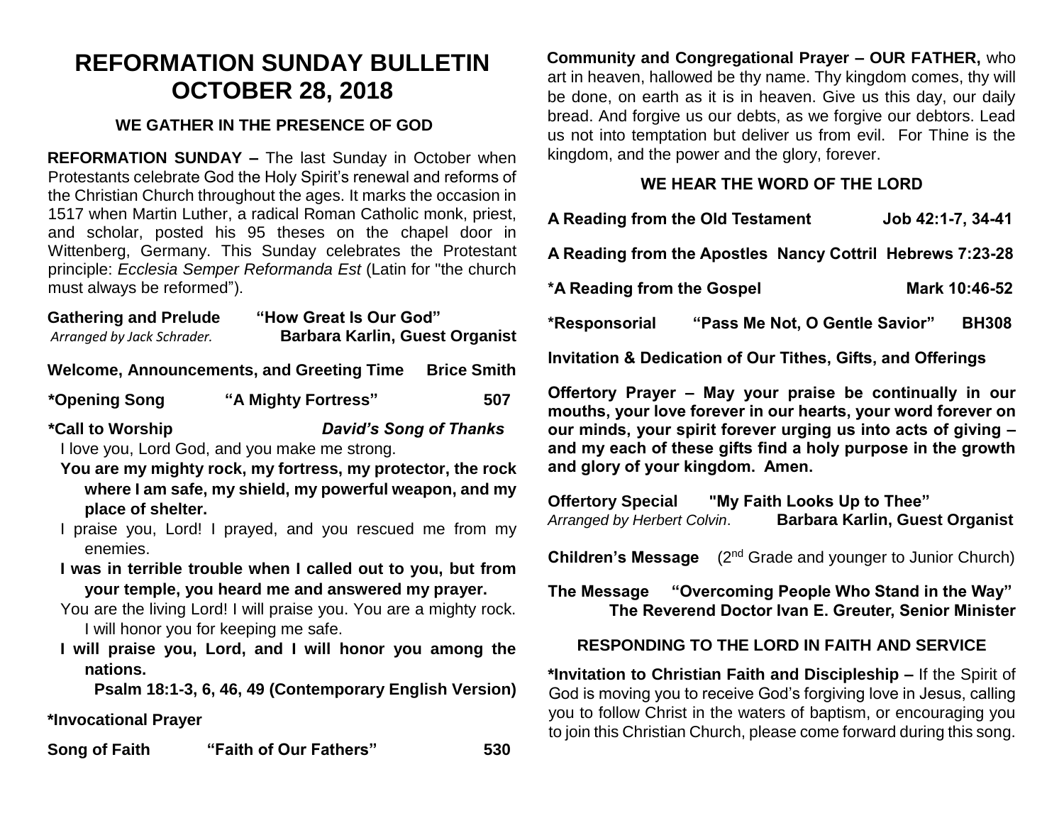# REFORMATION SUNDAY BULLETIN
# OCTOBER 28, 2018

## WE GATHER IN THE PRESENCE OF GOD

**REFORMATION SUNDAY –** The last Sunday in October when Protestants celebrate God the Holy Spirit's renewal and reforms of the Christian Church throughout the ages. It marks the occasion in 1517 when Martin Luther, a radical Roman Catholic monk, priest, and scholar, posted his 95 theses on the chapel door in Wittenberg, Germany. This Sunday celebrates the Protestant principle: *Ecclesia Semper Reformanda Est* (Latin for "the church must always be reformed").

**Gathering and Prelude** **"How Great Is Our God"**
*Arranged by Jack Schrader.* **Barbara Karlin, Guest Organist**

**Welcome, Announcements, and Greeting Time** **Brice Smith**

**\*Opening Song** **"A Mighty Fortress"** **507**

**\*Call to Worship** ***David's Song of Thanks***

I love you, Lord God, and you make me strong.

**You are my mighty rock, my fortress, my protector, the rock where I am safe, my shield, my powerful weapon, and my place of shelter.**

I praise you, Lord! I prayed, and you rescued me from my enemies.

**I was in terrible trouble when I called out to you, but from your temple, you heard me and answered my prayer.**

You are the living Lord! I will praise you. You are a mighty rock. I will honor you for keeping me safe.

**I will praise you, Lord, and I will honor you among the nations.**

**Psalm 18:1-3, 6, 46, 49 (Contemporary English Version)**

**\*Invocational Prayer**

**Song of Faith** **"Faith of Our Fathers"** **530**

**Community and Congregational Prayer – OUR FATHER,** who art in heaven, hallowed be thy name. Thy kingdom comes, thy will be done, on earth as it is in heaven. Give us this day, our daily bread. And forgive us our debts, as we forgive our debtors. Lead us not into temptation but deliver us from evil. For Thine is the kingdom, and the power and the glory, forever.

## WE HEAR THE WORD OF THE LORD

**A Reading from the Old Testament** **Job 42:1-7, 34-41**

**A Reading from the Apostles Nancy Cottril Hebrews 7:23-28**

**\*A Reading from the Gospel** **Mark 10:46-52**

**\*Responsorial** **"Pass Me Not, O Gentle Savior"** **BH308**

**Invitation & Dedication of Our Tithes, Gifts, and Offerings**

**Offertory Prayer – May your praise be continually in our mouths, your love forever in our hearts, your word forever on our minds, your spirit forever urging us into acts of giving – and my each of these gifts find a holy purpose in the growth and glory of your kingdom. Amen.**

**Offertory Special** **"My Faith Looks Up to Thee"**
*Arranged by Herbert Colvin*. **Barbara Karlin, Guest Organist**

**Children's Message** (2nd Grade and younger to Junior Church)

**The Message** **"Overcoming People Who Stand in the Way"**
**The Reverend Doctor Ivan E. Greuter, Senior Minister**

## RESPONDING TO THE LORD IN FAITH AND SERVICE

**\*Invitation to Christian Faith and Discipleship –** If the Spirit of God is moving you to receive God's forgiving love in Jesus, calling you to follow Christ in the waters of baptism, or encouraging you to join this Christian Church, please come forward during this song.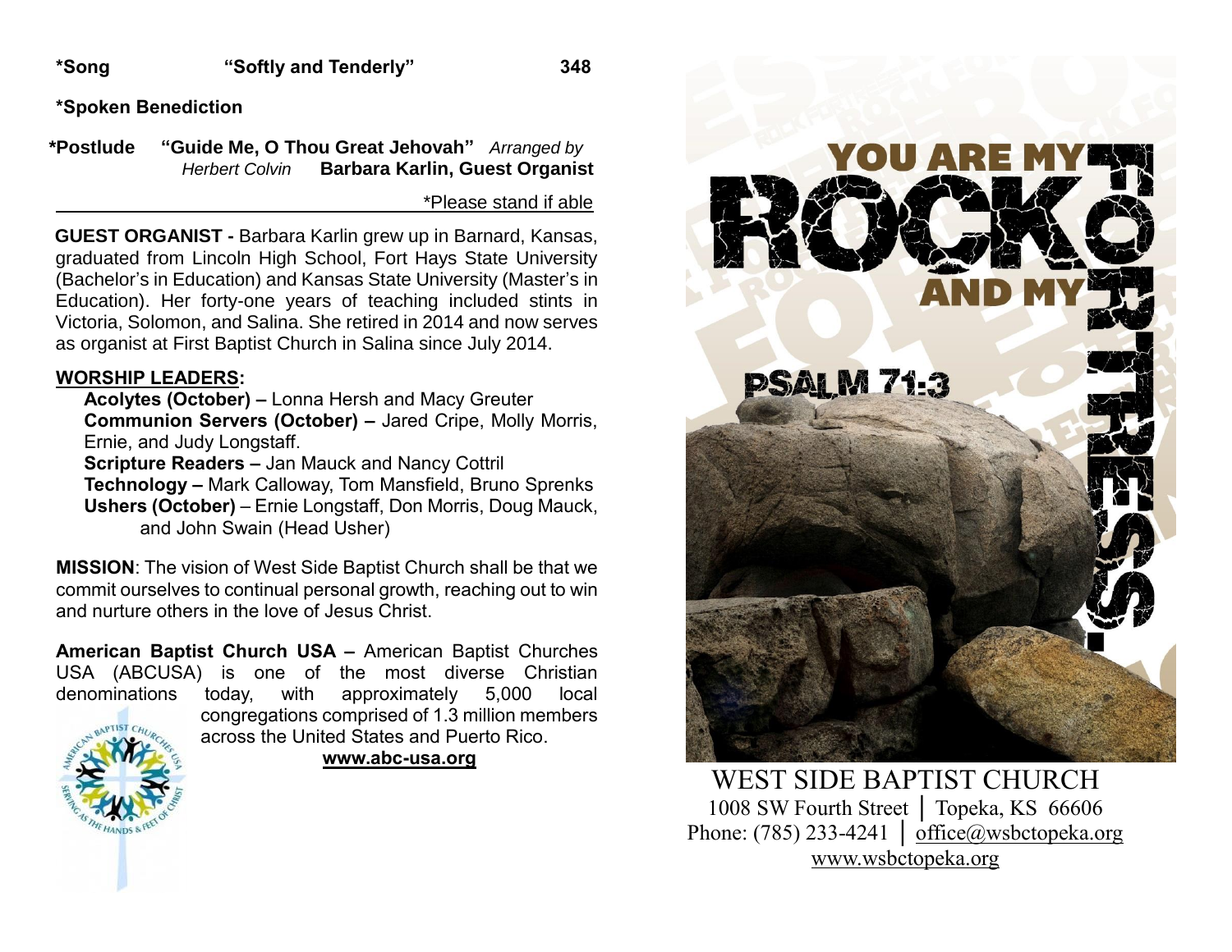**\*Song** **"Softly and Tenderly"** **348**

**\*Spoken Benediction**

**\*Postlude** **"Guide Me, O Thou Great Jehovah"** *Arranged by Herbert Colvin* **Barbara Karlin, Guest Organist**

\*Please stand if able

**GUEST ORGANIST -** Barbara Karlin grew up in Barnard, Kansas, graduated from Lincoln High School, Fort Hays State University (Bachelor's in Education) and Kansas State University (Master's in Education). Her forty-one years of teaching included stints in Victoria, Solomon, and Salina. She retired in 2014 and now serves as organist at First Baptist Church in Salina since July 2014.

**WORSHIP LEADERS:**

**Acolytes (October) –** Lonna Hersh and Macy Greuter
**Communion Servers (October) –** Jared Cripe, Molly Morris, Ernie, and Judy Longstaff.
**Scripture Readers –** Jan Mauck and Nancy Cottril
**Technology –** Mark Calloway, Tom Mansfield, Bruno Sprenks
**Ushers (October)** – Ernie Longstaff, Don Morris, Doug Mauck, and John Swain (Head Usher)

**MISSION**: The vision of West Side Baptist Church shall be that we commit ourselves to continual personal growth, reaching out to win and nurture others in the love of Jesus Christ.

**American Baptist Church USA –** American Baptist Churches USA (ABCUSA) is one of the most diverse Christian denominations today, with approximately 5,000 local congregations comprised of 1.3 million members across the United States and Puerto Rico.
**www.abc-usa.org**

YOU ARE MY ROCK AND MY FORTRESS.

PSALM 71:3

WEST SIDE BAPTIST CHURCH
1008 SW Fourth Street | Topeka, KS 66606
Phone: (785) 233-4241 | office@wsbctopeka.org
www.wsbctopeka.org